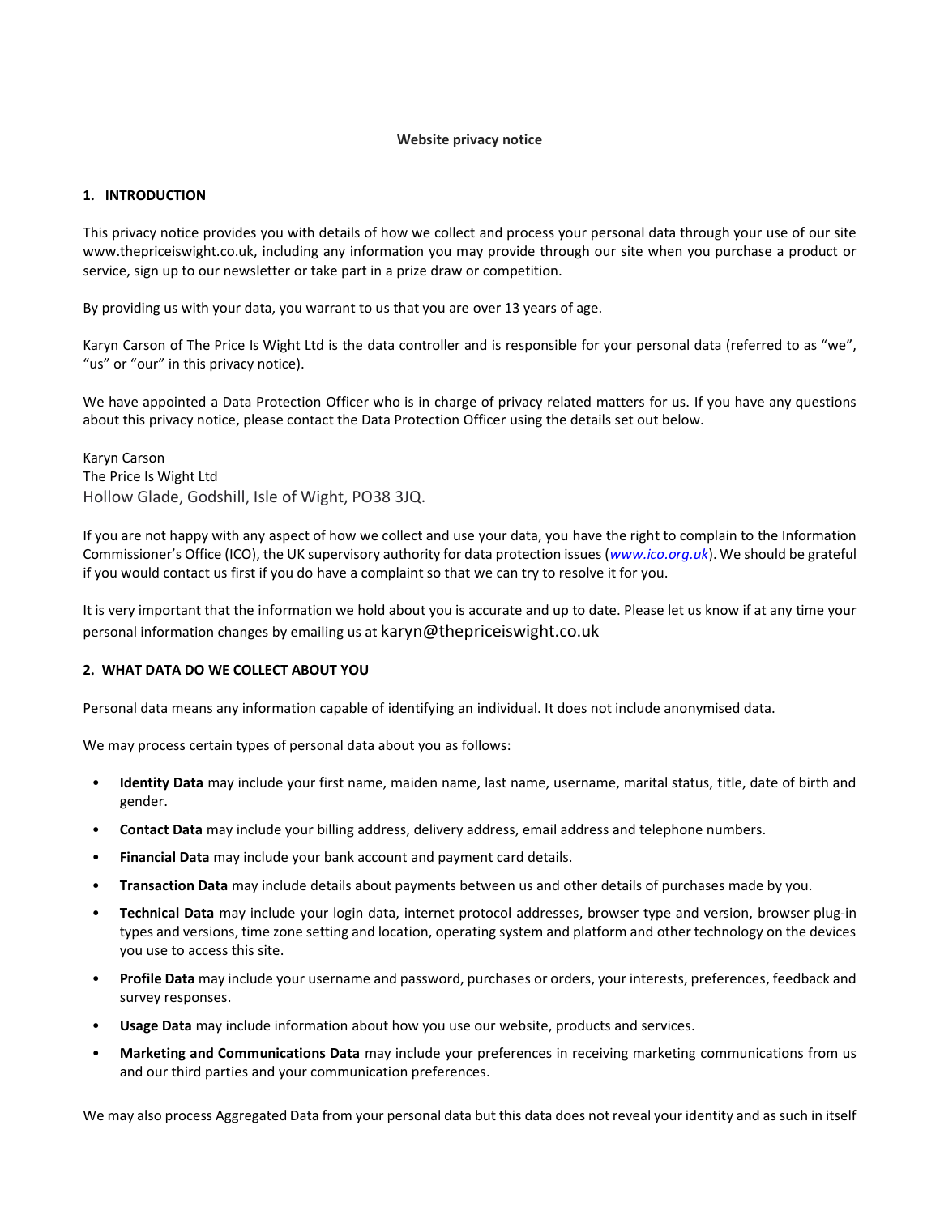# Website privacy notice

## 1. INTRODUCTION

This privacy notice provides you with details of how we collect and process your personal data through your use of our site www.thepriceiswight.co.uk, including any information you may provide through our site when you purchase a product or service, sign up to our newsletter or take part in a prize draw or competition.

By providing us with your data, you warrant to us that you are over 13 years of age.

Karyn Carson of The Price Is Wight Ltd is the data controller and is responsible for your personal data (referred to as "we", "us" or "our" in this privacy notice).

We have appointed a Data Protection Officer who is in charge of privacy related matters for us. If you have any questions about this privacy notice, please contact the Data Protection Officer using the details set out below.

Karyn Carson
The Price Is Wight Ltd
Hollow Glade, Godshill, Isle of Wight, PO38 3JQ.

If you are not happy with any aspect of how we collect and use your data, you have the right to complain to the Information Commissioner's Office (ICO), the UK supervisory authority for data protection issues (*www.ico.org.uk*). We should be grateful if you would contact us first if you do have a complaint so that we can try to resolve it for you.

It is very important that the information we hold about you is accurate and up to date. Please let us know if at any time your personal information changes by emailing us at karyn@thepriceiswight.co.uk

## 2. WHAT DATA DO WE COLLECT ABOUT YOU

Personal data means any information capable of identifying an individual. It does not include anonymised data.

We may process certain types of personal data about you as follows:

- **Identity Data** may include your first name, maiden name, last name, username, marital status, title, date of birth and gender.
- **Contact Data** may include your billing address, delivery address, email address and telephone numbers.
- **Financial Data** may include your bank account and payment card details.
- **Transaction Data** may include details about payments between us and other details of purchases made by you.
- **Technical Data** may include your login data, internet protocol addresses, browser type and version, browser plug-in types and versions, time zone setting and location, operating system and platform and other technology on the devices you use to access this site.
- **Profile Data** may include your username and password, purchases or orders, your interests, preferences, feedback and survey responses.
- **Usage Data** may include information about how you use our website, products and services.
- **Marketing and Communications Data** may include your preferences in receiving marketing communications from us and our third parties and your communication preferences.

We may also process Aggregated Data from your personal data but this data does not reveal your identity and as such in itself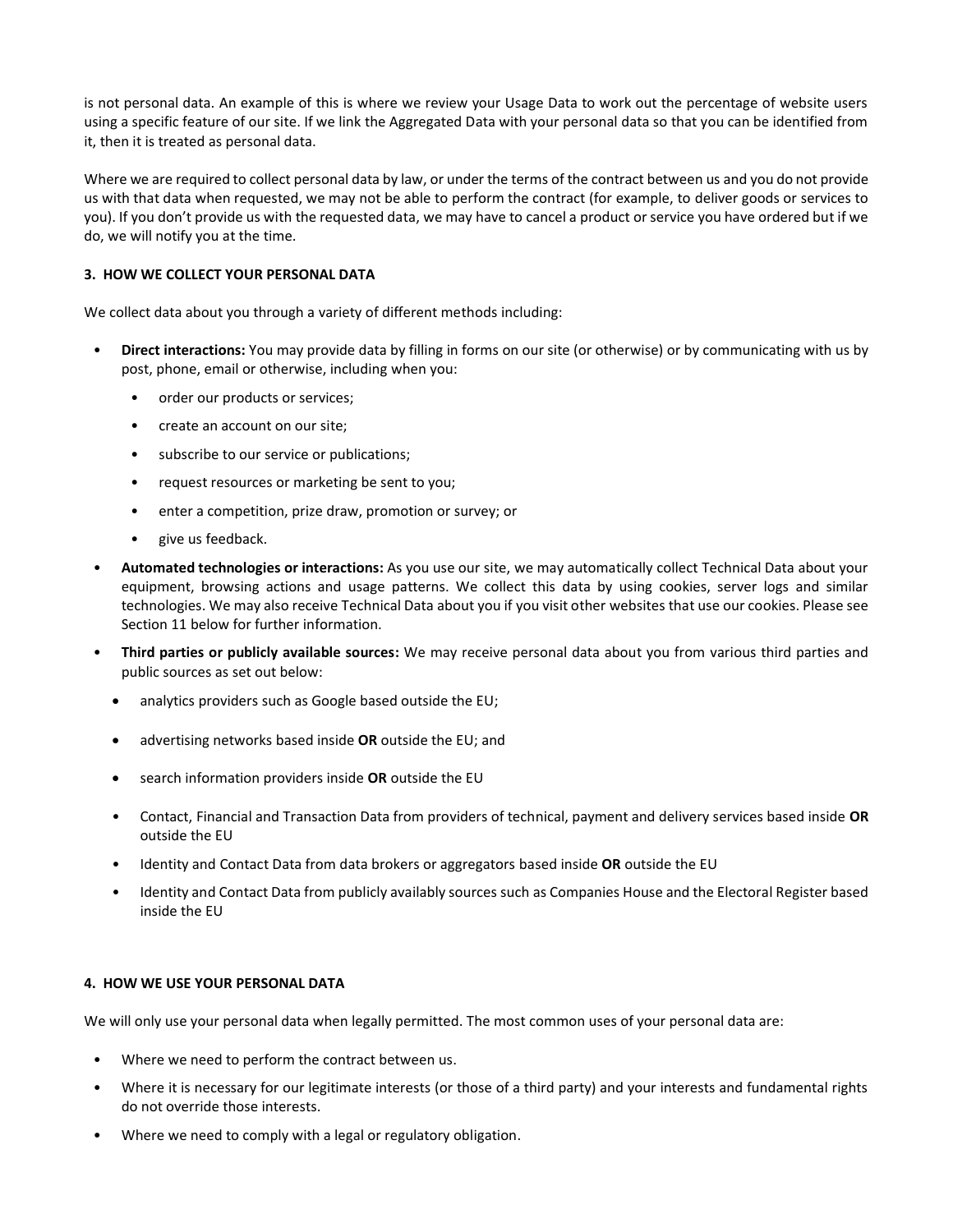is not personal data. An example of this is where we review your Usage Data to work out the percentage of website users using a specific feature of our site. If we link the Aggregated Data with your personal data so that you can be identified from it, then it is treated as personal data.

Where we are required to collect personal data by law, or under the terms of the contract between us and you do not provide us with that data when requested, we may not be able to perform the contract (for example, to deliver goods or services to you). If you don't provide us with the requested data, we may have to cancel a product or service you have ordered but if we do, we will notify you at the time.

**3. HOW WE COLLECT YOUR PERSONAL DATA**

We collect data about you through a variety of different methods including:

- **Direct interactions:** You may provide data by filling in forms on our site (or otherwise) or by communicating with us by post, phone, email or otherwise, including when you:
  - order our products or services;
  - create an account on our site;
  - subscribe to our service or publications;
  - request resources or marketing be sent to you;
  - enter a competition, prize draw, promotion or survey; or
  - give us feedback.
- **Automated technologies or interactions:** As you use our site, we may automatically collect Technical Data about your equipment, browsing actions and usage patterns. We collect this data by using cookies, server logs and similar technologies. We may also receive Technical Data about you if you visit other websites that use our cookies. Please see Section 11 below for further information.
- **Third parties or publicly available sources:** We may receive personal data about you from various third parties and public sources as set out below:
  - analytics providers such as Google based outside the EU;
  - advertising networks based inside **OR** outside the EU; and
  - search information providers inside **OR** outside the EU
  - Contact, Financial and Transaction Data from providers of technical, payment and delivery services based inside **OR** outside the EU
  - Identity and Contact Data from data brokers or aggregators based inside **OR** outside the EU
  - Identity and Contact Data from publicly availably sources such as Companies House and the Electoral Register based inside the EU

**4. HOW WE USE YOUR PERSONAL DATA**

We will only use your personal data when legally permitted. The most common uses of your personal data are:

- Where we need to perform the contract between us.
- Where it is necessary for our legitimate interests (or those of a third party) and your interests and fundamental rights do not override those interests.
- Where we need to comply with a legal or regulatory obligation.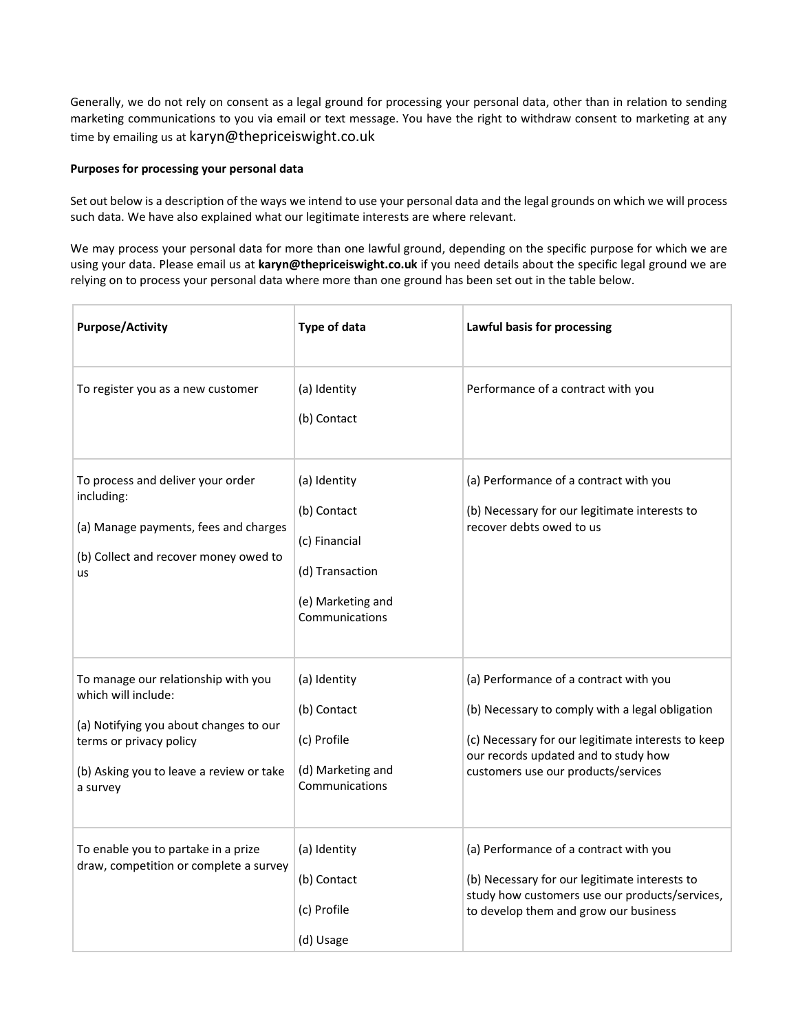Generally, we do not rely on consent as a legal ground for processing your personal data, other than in relation to sending marketing communications to you via email or text message. You have the right to withdraw consent to marketing at any time by emailing us at karyn@thepriceiswight.co.uk

**Purposes for processing your personal data**

Set out below is a description of the ways we intend to use your personal data and the legal grounds on which we will process such data. We have also explained what our legitimate interests are where relevant.

We may process your personal data for more than one lawful ground, depending on the specific purpose for which we are using your data. Please email us at **karyn@thepriceiswight.co.uk** if you need details about the specific legal ground we are relying on to process your personal data where more than one ground has been set out in the table below.

| **Purpose/Activity** | **Type of data** | **Lawful basis for processing** |
|---|---|---|
| To register you as a new customer | (a) Identity<br>(b) Contact | Performance of a contract with you |
| To process and deliver your order including:<br>(a) Manage payments, fees and charges<br>(b) Collect and recover money owed to us | (a) Identity<br>(b) Contact<br>(c) Financial<br>(d) Transaction<br>(e) Marketing and Communications | (a) Performance of a contract with you<br>(b) Necessary for our legitimate interests to recover debts owed to us |
| To manage our relationship with you which will include:<br>(a) Notifying you about changes to our terms or privacy policy<br>(b) Asking you to leave a review or take a survey | (a) Identity<br>(b) Contact<br>(c) Profile<br>(d) Marketing and Communications | (a) Performance of a contract with you<br>(b) Necessary to comply with a legal obligation<br>(c) Necessary for our legitimate interests to keep our records updated and to study how customers use our products/services |
| To enable you to partake in a prize draw, competition or complete a survey | (a) Identity<br>(b) Contact<br>(c) Profile<br>(d) Usage | (a) Performance of a contract with you<br>(b) Necessary for our legitimate interests to study how customers use our products/services, to develop them and grow our business |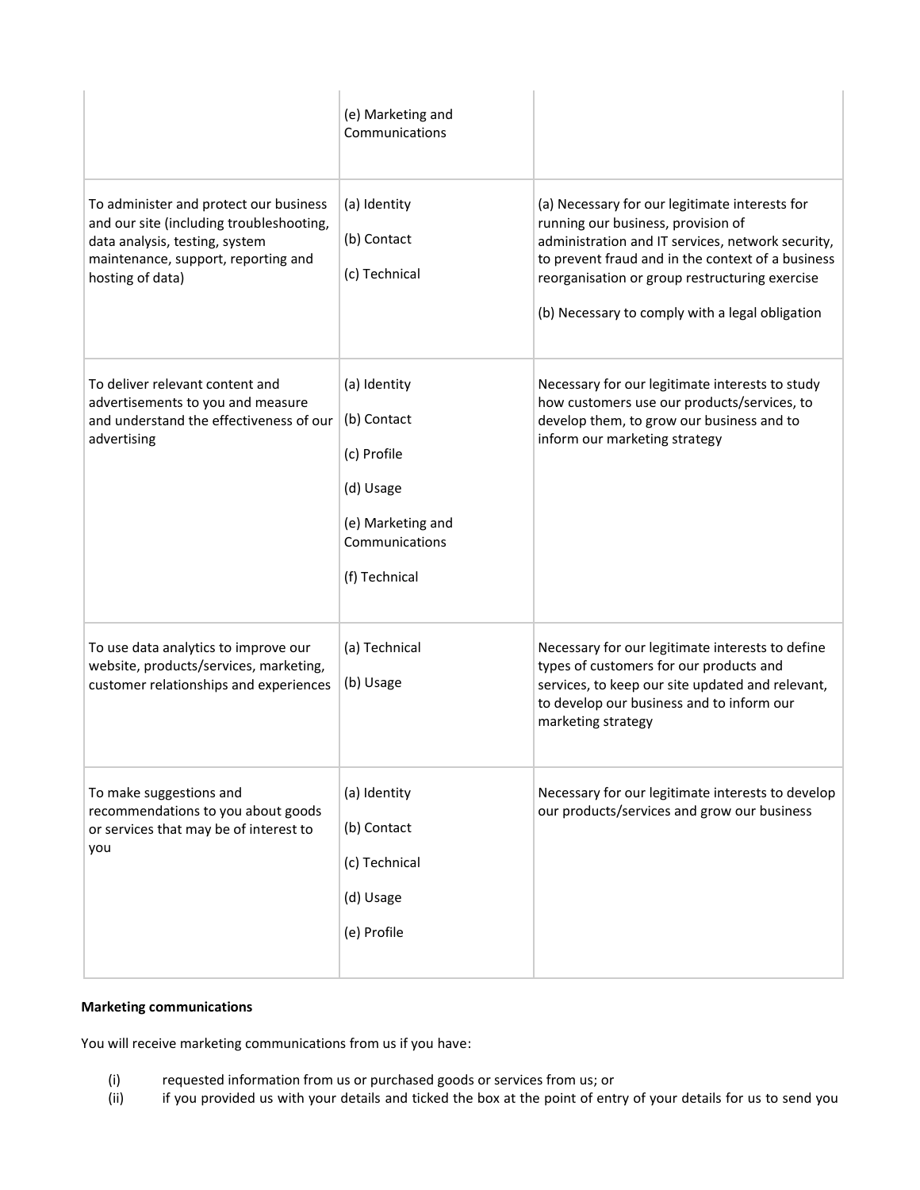| | | |
|---|---|---|
| | (e) Marketing and Communications | |
| To administer and protect our business and our site (including troubleshooting, data analysis, testing, system maintenance, support, reporting and hosting of data) | (a) Identity<br><br>(b) Contact<br><br>(c) Technical | (a) Necessary for our legitimate interests for running our business, provision of administration and IT services, network security, to prevent fraud and in the context of a business reorganisation or group restructuring exercise<br><br>(b) Necessary to comply with a legal obligation |
| To deliver relevant content and advertisements to you and measure and understand the effectiveness of our advertising | (a) Identity<br><br>(b) Contact<br><br>(c) Profile<br><br>(d) Usage<br><br>(e) Marketing and Communications<br><br>(f) Technical | Necessary for our legitimate interests to study how customers use our products/services, to develop them, to grow our business and to inform our marketing strategy |
| To use data analytics to improve our website, products/services, marketing, customer relationships and experiences | (a) Technical<br><br>(b) Usage | Necessary for our legitimate interests to define types of customers for our products and services, to keep our site updated and relevant, to develop our business and to inform our marketing strategy |
| To make suggestions and recommendations to you about goods or services that may be of interest to you | (a) Identity<br><br>(b) Contact<br><br>(c) Technical<br><br>(d) Usage<br><br>(e) Profile | Necessary for our legitimate interests to develop our products/services and grow our business |

**Marketing communications**

You will receive marketing communications from us if you have:

(i) requested information from us or purchased goods or services from us; or

(ii) if you provided us with your details and ticked the box at the point of entry of your details for us to send you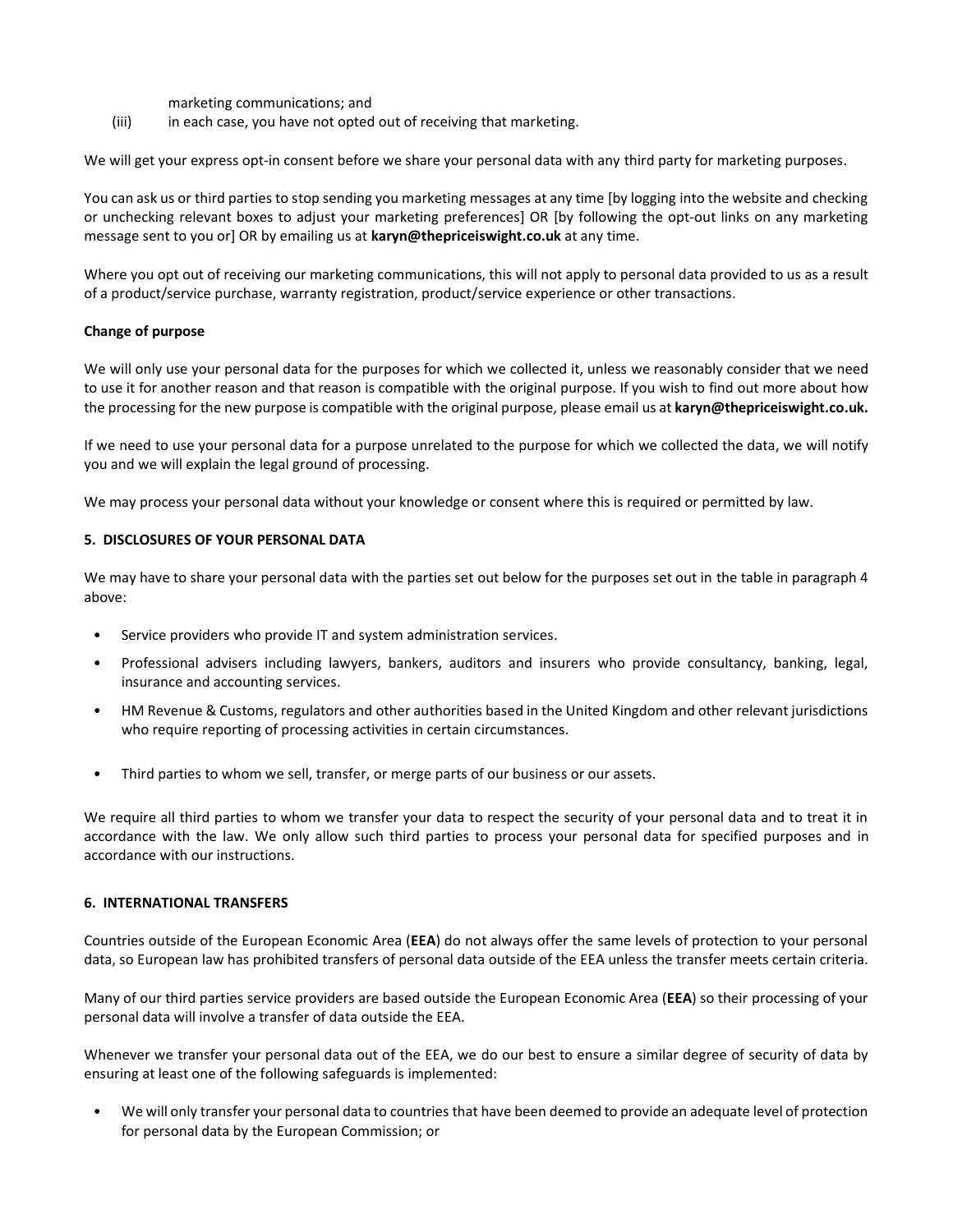marketing communications; and

(iii) in each case, you have not opted out of receiving that marketing.

We will get your express opt-in consent before we share your personal data with any third party for marketing purposes.

You can ask us or third parties to stop sending you marketing messages at any time [by logging into the website and checking or unchecking relevant boxes to adjust your marketing preferences] OR [by following the opt-out links on any marketing message sent to you or] OR by emailing us at **karyn@thepriceiswight.co.uk** at any time.

Where you opt out of receiving our marketing communications, this will not apply to personal data provided to us as a result of a product/service purchase, warranty registration, product/service experience or other transactions.

**Change of purpose**

We will only use your personal data for the purposes for which we collected it, unless we reasonably consider that we need to use it for another reason and that reason is compatible with the original purpose. If you wish to find out more about how the processing for the new purpose is compatible with the original purpose, please email us at **karyn@thepriceiswight.co.uk.**

If we need to use your personal data for a purpose unrelated to the purpose for which we collected the data, we will notify you and we will explain the legal ground of processing.

We may process your personal data without your knowledge or consent where this is required or permitted by law.

**5. DISCLOSURES OF YOUR PERSONAL DATA**

We may have to share your personal data with the parties set out below for the purposes set out in the table in paragraph 4 above:

- Service providers who provide IT and system administration services.
- Professional advisers including lawyers, bankers, auditors and insurers who provide consultancy, banking, legal, insurance and accounting services.
- HM Revenue & Customs, regulators and other authorities based in the United Kingdom and other relevant jurisdictions who require reporting of processing activities in certain circumstances.
- Third parties to whom we sell, transfer, or merge parts of our business or our assets.

We require all third parties to whom we transfer your data to respect the security of your personal data and to treat it in accordance with the law. We only allow such third parties to process your personal data for specified purposes and in accordance with our instructions.

**6. INTERNATIONAL TRANSFERS**

Countries outside of the European Economic Area (**EEA**) do not always offer the same levels of protection to your personal data, so European law has prohibited transfers of personal data outside of the EEA unless the transfer meets certain criteria.

Many of our third parties service providers are based outside the European Economic Area (**EEA**) so their processing of your personal data will involve a transfer of data outside the EEA.

Whenever we transfer your personal data out of the EEA, we do our best to ensure a similar degree of security of data by ensuring at least one of the following safeguards is implemented:

- We will only transfer your personal data to countries that have been deemed to provide an adequate level of protection for personal data by the European Commission; or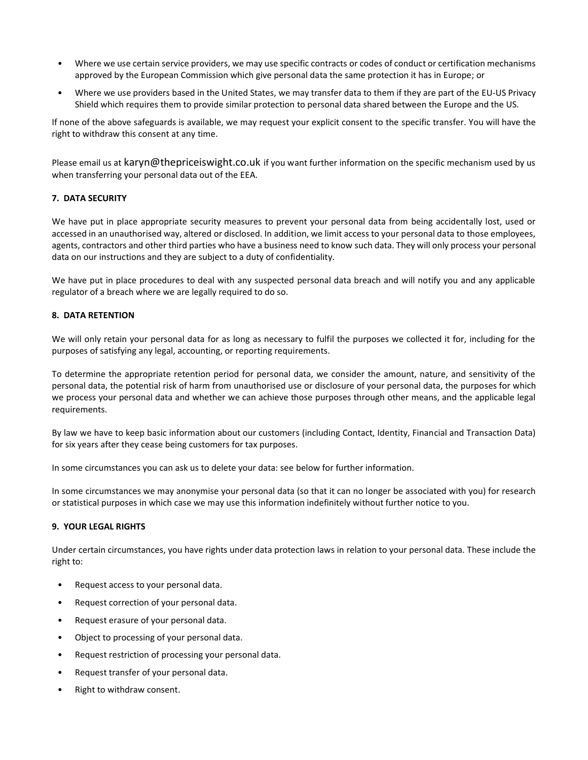- Where we use certain service providers, we may use specific contracts or codes of conduct or certification mechanisms approved by the European Commission which give personal data the same protection it has in Europe; or
- Where we use providers based in the United States, we may transfer data to them if they are part of the EU-US Privacy Shield which requires them to provide similar protection to personal data shared between the Europe and the US.

If none of the above safeguards is available, we may request your explicit consent to the specific transfer. You will have the right to withdraw this consent at any time.

Please email us at karyn@thepriceiswight.co.uk if you want further information on the specific mechanism used by us when transferring your personal data out of the EEA.

**7. DATA SECURITY**

We have put in place appropriate security measures to prevent your personal data from being accidentally lost, used or accessed in an unauthorised way, altered or disclosed. In addition, we limit access to your personal data to those employees, agents, contractors and other third parties who have a business need to know such data. They will only process your personal data on our instructions and they are subject to a duty of confidentiality.

We have put in place procedures to deal with any suspected personal data breach and will notify you and any applicable regulator of a breach where we are legally required to do so.

**8. DATA RETENTION**

We will only retain your personal data for as long as necessary to fulfil the purposes we collected it for, including for the purposes of satisfying any legal, accounting, or reporting requirements.

To determine the appropriate retention period for personal data, we consider the amount, nature, and sensitivity of the personal data, the potential risk of harm from unauthorised use or disclosure of your personal data, the purposes for which we process your personal data and whether we can achieve those purposes through other means, and the applicable legal requirements.

By law we have to keep basic information about our customers (including Contact, Identity, Financial and Transaction Data) for six years after they cease being customers for tax purposes.

In some circumstances you can ask us to delete your data: see below for further information.

In some circumstances we may anonymise your personal data (so that it can no longer be associated with you) for research or statistical purposes in which case we may use this information indefinitely without further notice to you.

**9. YOUR LEGAL RIGHTS**

Under certain circumstances, you have rights under data protection laws in relation to your personal data. These include the right to:

- Request access to your personal data.
- Request correction of your personal data.
- Request erasure of your personal data.
- Object to processing of your personal data.
- Request restriction of processing your personal data.
- Request transfer of your personal data.
- Right to withdraw consent.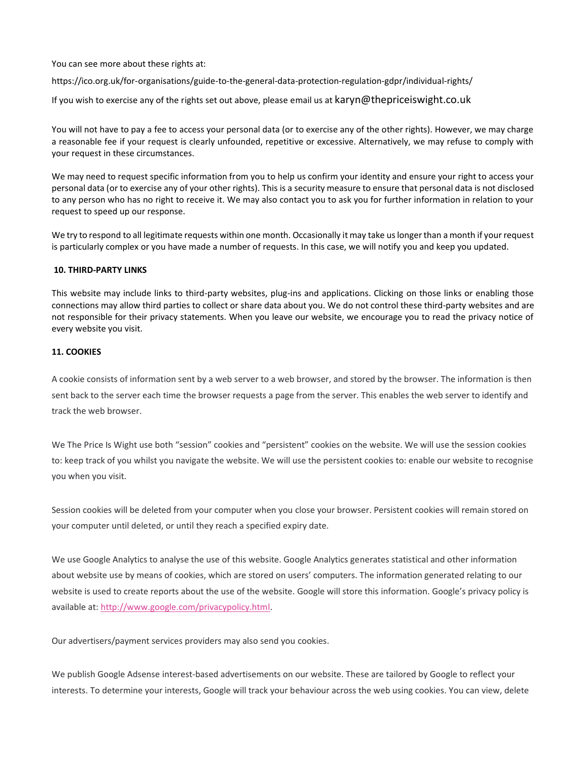You can see more about these rights at:

https://ico.org.uk/for-organisations/guide-to-the-general-data-protection-regulation-gdpr/individual-rights/

If you wish to exercise any of the rights set out above, please email us at karyn@thepriceiswight.co.uk

You will not have to pay a fee to access your personal data (or to exercise any of the other rights). However, we may charge a reasonable fee if your request is clearly unfounded, repetitive or excessive. Alternatively, we may refuse to comply with your request in these circumstances.

We may need to request specific information from you to help us confirm your identity and ensure your right to access your personal data (or to exercise any of your other rights). This is a security measure to ensure that personal data is not disclosed to any person who has no right to receive it. We may also contact you to ask you for further information in relation to your request to speed up our response.

We try to respond to all legitimate requests within one month. Occasionally it may take us longer than a month if your request is particularly complex or you have made a number of requests. In this case, we will notify you and keep you updated.

**10. THIRD-PARTY LINKS**

This website may include links to third-party websites, plug-ins and applications. Clicking on those links or enabling those connections may allow third parties to collect or share data about you. We do not control these third-party websites and are not responsible for their privacy statements. When you leave our website, we encourage you to read the privacy notice of every website you visit.

**11. COOKIES**

A cookie consists of information sent by a web server to a web browser, and stored by the browser. The information is then sent back to the server each time the browser requests a page from the server. This enables the web server to identify and track the web browser.

We The Price Is Wight use both "session" cookies and "persistent" cookies on the website. We will use the session cookies to: keep track of you whilst you navigate the website. We will use the persistent cookies to: enable our website to recognise you when you visit.

Session cookies will be deleted from your computer when you close your browser. Persistent cookies will remain stored on your computer until deleted, or until they reach a specified expiry date.

We use Google Analytics to analyse the use of this website. Google Analytics generates statistical and other information about website use by means of cookies, which are stored on users' computers. The information generated relating to our website is used to create reports about the use of the website. Google will store this information. Google's privacy policy is available at: http://www.google.com/privacypolicy.html.

Our advertisers/payment services providers may also send you cookies.

We publish Google Adsense interest-based advertisements on our website. These are tailored by Google to reflect your interests. To determine your interests, Google will track your behaviour across the web using cookies. You can view, delete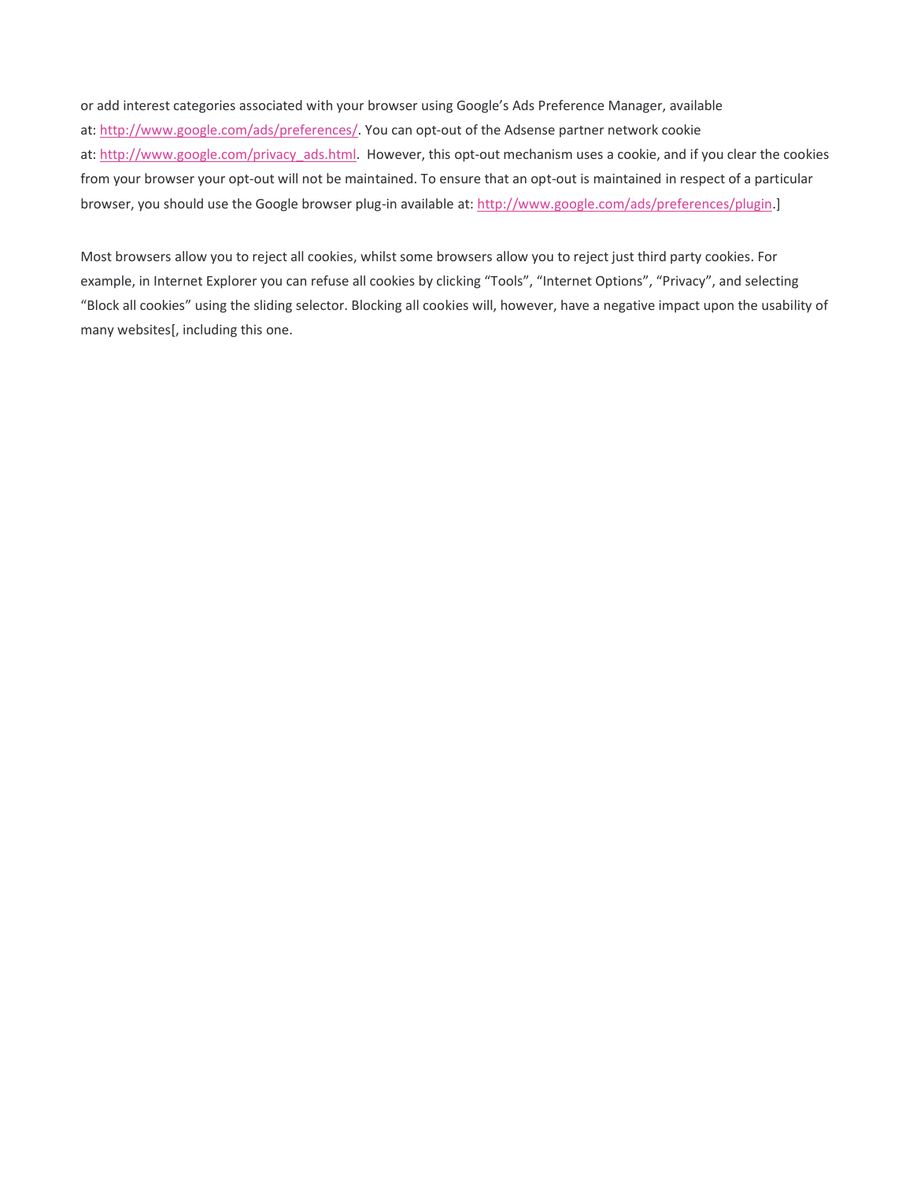or add interest categories associated with your browser using Google's Ads Preference Manager, available at: http://www.google.com/ads/preferences/. You can opt-out of the Adsense partner network cookie at: http://www.google.com/privacy_ads.html. However, this opt-out mechanism uses a cookie, and if you clear the cookies from your browser your opt-out will not be maintained. To ensure that an opt-out is maintained in respect of a particular browser, you should use the Google browser plug-in available at: http://www.google.com/ads/preferences/plugin.]

Most browsers allow you to reject all cookies, whilst some browsers allow you to reject just third party cookies. For example, in Internet Explorer you can refuse all cookies by clicking "Tools", "Internet Options", "Privacy", and selecting "Block all cookies" using the sliding selector. Blocking all cookies will, however, have a negative impact upon the usability of many websites[, including this one.